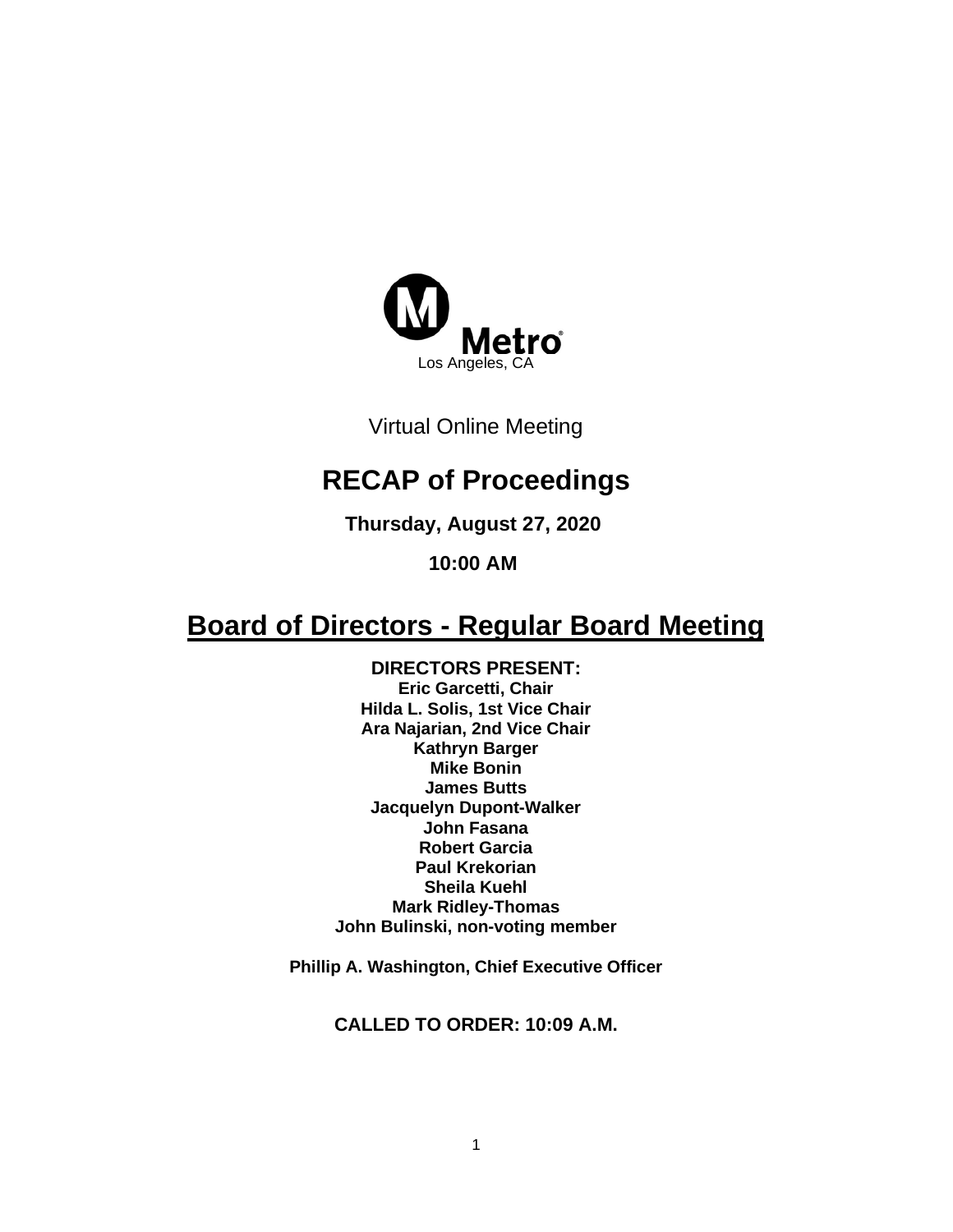Metro

Los Angeles, CA

Virtual Online Meeting

# RECAP of Proceedings

**Thursday, August 27, 2020**

**10:00 AM**

## Board of Directors - Regular Board Meeting

**DIRECTORS PRESENT:**
**Eric Garcetti, Chair**
**Hilda L. Solis, 1st Vice Chair**
**Ara Najarian, 2nd Vice Chair**
**Kathryn Barger**
**Mike Bonin**
**James Butts**
**Jacquelyn Dupont-Walker**
**John Fasana**
**Robert Garcia**
**Paul Krekorian**
**Sheila Kuehl**
**Mark Ridley-Thomas**
**John Bulinski, non-voting member**

**Phillip A. Washington, Chief Executive Officer**

**CALLED TO ORDER: 10:09 A.M.**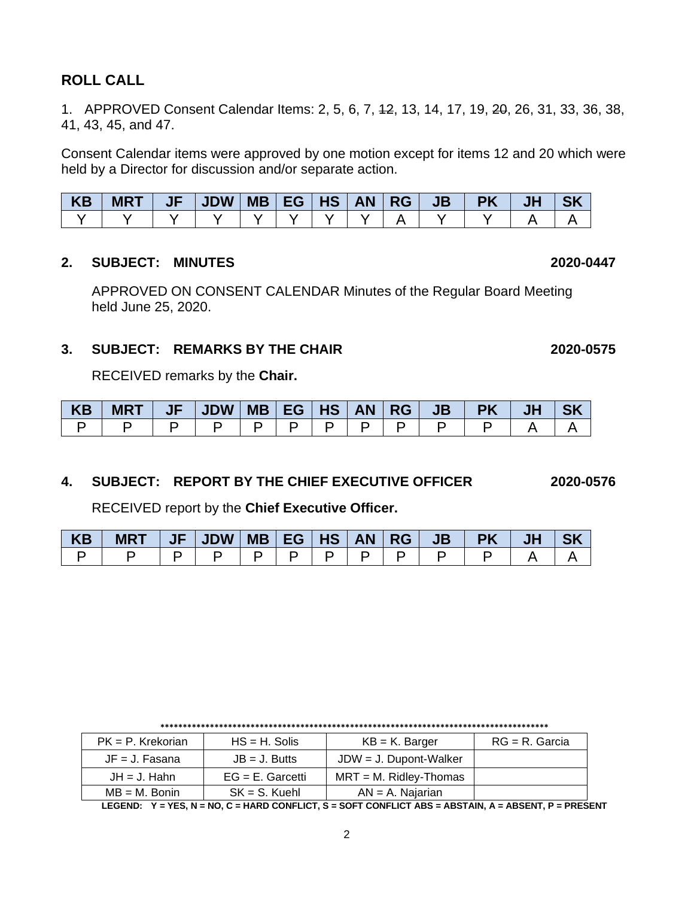## ROLL CALL

1. APPROVED Consent Calendar Items: 2, 5, 6, 7, ~~12~~, 13, 14, 17, 19, ~~20~~, 26, 31, 33, 36, 38, 41, 43, 45, and 47.

Consent Calendar items were approved by one motion except for items 12 and 20 which were held by a Director for discussion and/or separate action.

| KB | MRT | JF | JDW | MB | EG | HS | AN | RG | JB | PK | JH | SK |
|---|---|---|---|---|---|---|---|---|---|---|---|---|
| Y | Y | Y | Y | Y | Y | Y | Y | A | Y | Y | A | A |

### 2. SUBJECT: MINUTES 2020-0447

APPROVED ON CONSENT CALENDAR Minutes of the Regular Board Meeting held June 25, 2020.

### 3. SUBJECT: REMARKS BY THE CHAIR 2020-0575

RECEIVED remarks by the **Chair.**

| KB | MRT | JF | JDW | MB | EG | HS | AN | RG | JB | PK | JH | SK |
|---|---|---|---|---|---|---|---|---|---|---|---|---|
| P | P | P | P | P | P | P | P | P | P | P | A | A |

### 4. SUBJECT: REPORT BY THE CHIEF EXECUTIVE OFFICER 2020-0576

RECEIVED report by the **Chief Executive Officer.**

| KB | MRT | JF | JDW | MB | EG | HS | AN | RG | JB | PK | JH | SK |
|---|---|---|---|---|---|---|---|---|---|---|---|---|
| P | P | P | P | P | P | P | P | P | P | P | A | A |

\*\*\*\*\*\*\*\*\*\*\*\*\*\*\*\*\*\*\*\*\*\*\*\*\*\*\*\*\*\*\*\*\*\*\*\*\*\*\*\*\*\*\*\*\*\*\*\*\*\*\*\*\*\*\*\*\*\*\*\*\*\*\*\*\*\*\*\*\*\*\*\*\*\*\*\*\*\*\*\*\*\*\*\*\*\*\*\*

| | | | |
|---|---|---|---|
| PK = P. Krekorian | HS = H. Solis | KB = K. Barger | RG = R. Garcia |
| JF = J. Fasana | JB = J. Butts | JDW = J. Dupont-Walker | |
| JH = J. Hahn | EG = E. Garcetti | MRT = M. Ridley-Thomas | |
| MB = M. Bonin | SK = S. Kuehl | AN = A. Najarian | |

**LEGEND: Y = YES, N = NO, C = HARD CONFLICT, S = SOFT CONFLICT ABS = ABSTAIN, A = ABSENT, P = PRESENT**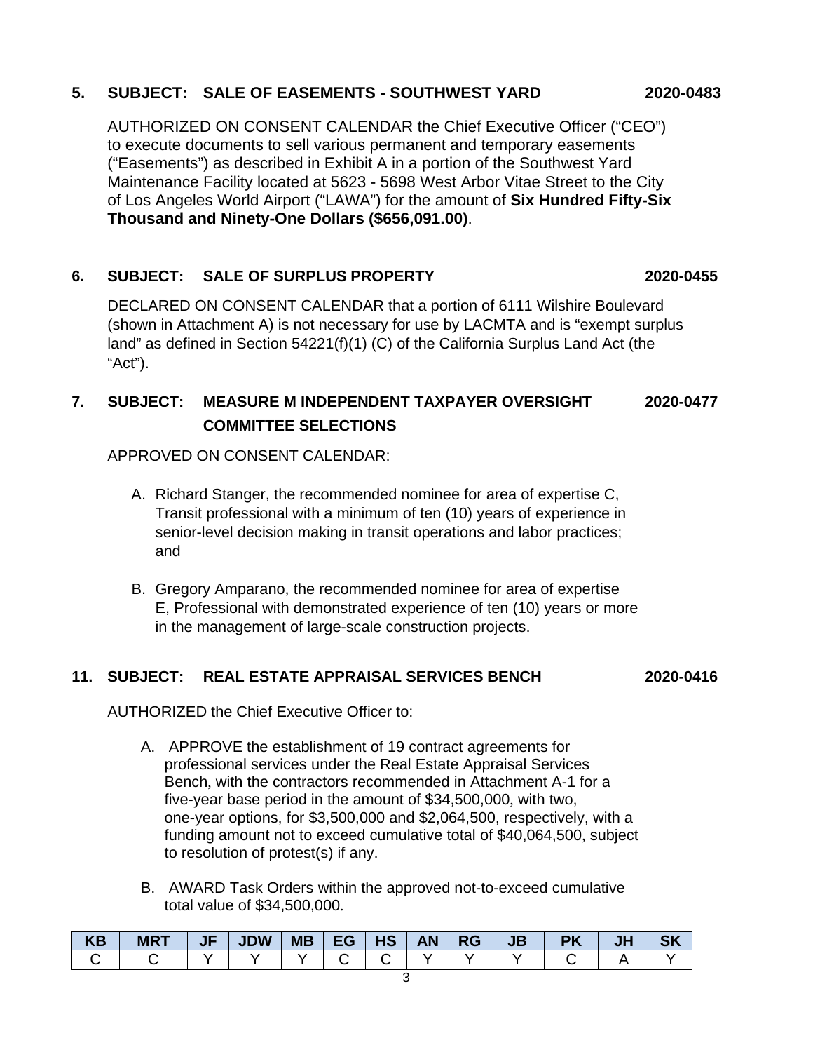**5. SUBJECT: SALE OF EASEMENTS - SOUTHWEST YARD 2020-0483**

AUTHORIZED ON CONSENT CALENDAR the Chief Executive Officer ("CEO") to execute documents to sell various permanent and temporary easements ("Easements") as described in Exhibit A in a portion of the Southwest Yard Maintenance Facility located at 5623 - 5698 West Arbor Vitae Street to the City of Los Angeles World Airport ("LAWA") for the amount of **Six Hundred Fifty-Six Thousand and Ninety-One Dollars ($656,091.00)**.

**6. SUBJECT: SALE OF SURPLUS PROPERTY 2020-0455**

DECLARED ON CONSENT CALENDAR that a portion of 6111 Wilshire Boulevard (shown in Attachment A) is not necessary for use by LACMTA and is "exempt surplus land" as defined in Section 54221(f)(1) (C) of the California Surplus Land Act (the "Act").

**7. SUBJECT: MEASURE M INDEPENDENT TAXPAYER OVERSIGHT COMMITTEE SELECTIONS 2020-0477**

APPROVED ON CONSENT CALENDAR:

A. Richard Stanger, the recommended nominee for area of expertise C, Transit professional with a minimum of ten (10) years of experience in senior-level decision making in transit operations and labor practices; and

B. Gregory Amparano, the recommended nominee for area of expertise E, Professional with demonstrated experience of ten (10) years or more in the management of large-scale construction projects.

**11. SUBJECT: REAL ESTATE APPRAISAL SERVICES BENCH 2020-0416**

AUTHORIZED the Chief Executive Officer to:

A. APPROVE the establishment of 19 contract agreements for professional services under the Real Estate Appraisal Services Bench, with the contractors recommended in Attachment A-1 for a five-year base period in the amount of $34,500,000, with two, one-year options, for $3,500,000 and $2,064,500, respectively, with a funding amount not to exceed cumulative total of $40,064,500, subject to resolution of protest(s) if any.

B. AWARD Task Orders within the approved not-to-exceed cumulative total value of $34,500,000.

| KB | MRT | JF | JDW | MB | EG | HS | AN | RG | JB | PK | JH | SK |
|---|---|---|---|---|---|---|---|---|---|---|---|---|
| C | C | Y | Y | Y | C | C | Y | Y | Y | C | A | Y |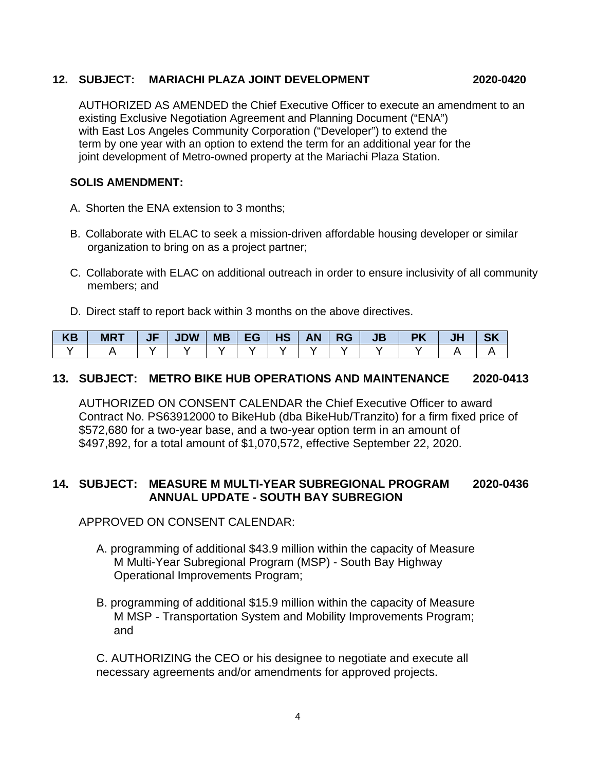**12. SUBJECT: MARIACHI PLAZA JOINT DEVELOPMENT 2020-0420**

AUTHORIZED AS AMENDED the Chief Executive Officer to execute an amendment to an existing Exclusive Negotiation Agreement and Planning Document ("ENA") with East Los Angeles Community Corporation ("Developer") to extend the term by one year with an option to extend the term for an additional year for the joint development of Metro-owned property at the Mariachi Plaza Station.

**SOLIS AMENDMENT:**

A. Shorten the ENA extension to 3 months;

B. Collaborate with ELAC to seek a mission-driven affordable housing developer or similar organization to bring on as a project partner;

C. Collaborate with ELAC on additional outreach in order to ensure inclusivity of all community members; and

D. Direct staff to report back within 3 months on the above directives.

| KB | MRT | JF | JDW | MB | EG | HS | AN | RG | JB | PK | JH | SK |
|---|---|---|---|---|---|---|---|---|---|---|---|---|
| Y | A | Y | Y | Y | Y | Y | Y | Y | Y | Y | A | A |

**13. SUBJECT: METRO BIKE HUB OPERATIONS AND MAINTENANCE 2020-0413**

AUTHORIZED ON CONSENT CALENDAR the Chief Executive Officer to award Contract No. PS63912000 to BikeHub (dba BikeHub/Tranzito) for a firm fixed price of $572,680 for a two-year base, and a two-year option term in an amount of $497,892, for a total amount of $1,070,572, effective September 22, 2020.

**14. SUBJECT: MEASURE M MULTI-YEAR SUBREGIONAL PROGRAM ANNUAL UPDATE - SOUTH BAY SUBREGION 2020-0436**

APPROVED ON CONSENT CALENDAR:

A. programming of additional $43.9 million within the capacity of Measure M Multi-Year Subregional Program (MSP) - South Bay Highway Operational Improvements Program;

B. programming of additional $15.9 million within the capacity of Measure M MSP - Transportation System and Mobility Improvements Program; and

C. AUTHORIZING the CEO or his designee to negotiate and execute all necessary agreements and/or amendments for approved projects.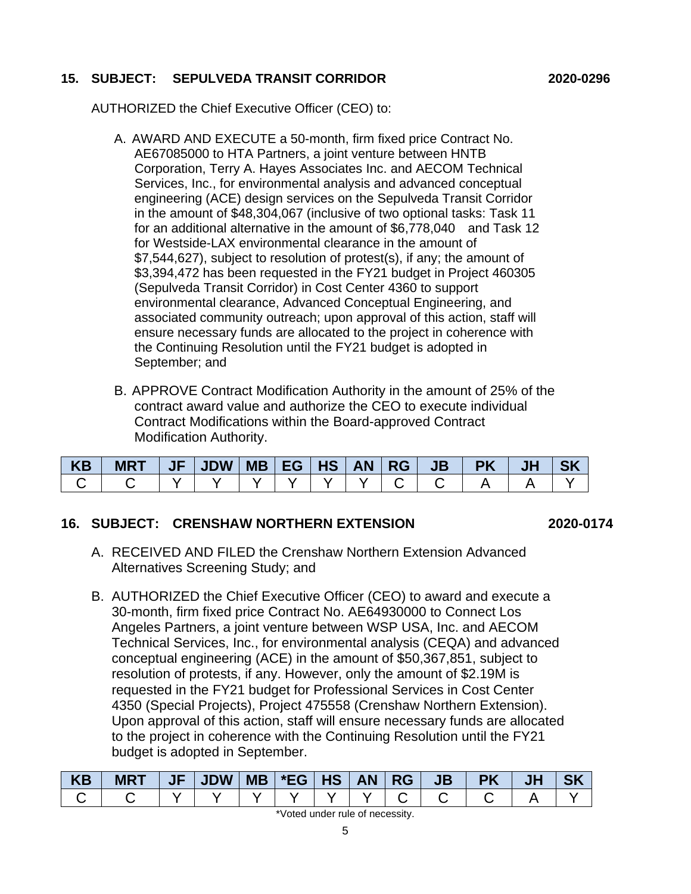**15. SUBJECT: SEPULVEDA TRANSIT CORRIDOR 2020-0296**

AUTHORIZED the Chief Executive Officer (CEO) to:

A. AWARD AND EXECUTE a 50-month, firm fixed price Contract No. AE67085000 to HTA Partners, a joint venture between HNTB Corporation, Terry A. Hayes Associates Inc. and AECOM Technical Services, Inc., for environmental analysis and advanced conceptual engineering (ACE) design services on the Sepulveda Transit Corridor in the amount of $48,304,067 (inclusive of two optional tasks: Task 11 for an additional alternative in the amount of $6,778,040 and Task 12 for Westside-LAX environmental clearance in the amount of $7,544,627), subject to resolution of protest(s), if any; the amount of $3,394,472 has been requested in the FY21 budget in Project 460305 (Sepulveda Transit Corridor) in Cost Center 4360 to support environmental clearance, Advanced Conceptual Engineering, and associated community outreach; upon approval of this action, staff will ensure necessary funds are allocated to the project in coherence with the Continuing Resolution until the FY21 budget is adopted in September; and

B. APPROVE Contract Modification Authority in the amount of 25% of the contract award value and authorize the CEO to execute individual Contract Modifications within the Board-approved Contract Modification Authority.

| KB | MRT | JF | JDW | MB | EG | HS | AN | RG | JB | PK | JH | SK |
|---|---|---|---|---|---|---|---|---|---|---|---|---|
| C | C | Y | Y | Y | Y | Y | Y | C | C | A | A | Y |

**16. SUBJECT: CRENSHAW NORTHERN EXTENSION 2020-0174**

A. RECEIVED AND FILED the Crenshaw Northern Extension Advanced Alternatives Screening Study; and

B. AUTHORIZED the Chief Executive Officer (CEO) to award and execute a 30-month, firm fixed price Contract No. AE64930000 to Connect Los Angeles Partners, a joint venture between WSP USA, Inc. and AECOM Technical Services, Inc., for environmental analysis (CEQA) and advanced conceptual engineering (ACE) in the amount of $50,367,851, subject to resolution of protests, if any. However, only the amount of $2.19M is requested in the FY21 budget for Professional Services in Cost Center 4350 (Special Projects), Project 475558 (Crenshaw Northern Extension). Upon approval of this action, staff will ensure necessary funds are allocated to the project in coherence with the Continuing Resolution until the FY21 budget is adopted in September.

| KB | MRT | JF | JDW | MB | *EG | HS | AN | RG | JB | PK | JH | SK |
|---|---|---|---|---|---|---|---|---|---|---|---|---|
| C | C | Y | Y | Y | Y | Y | Y | C | C | C | A | Y |

*Voted under rule of necessity.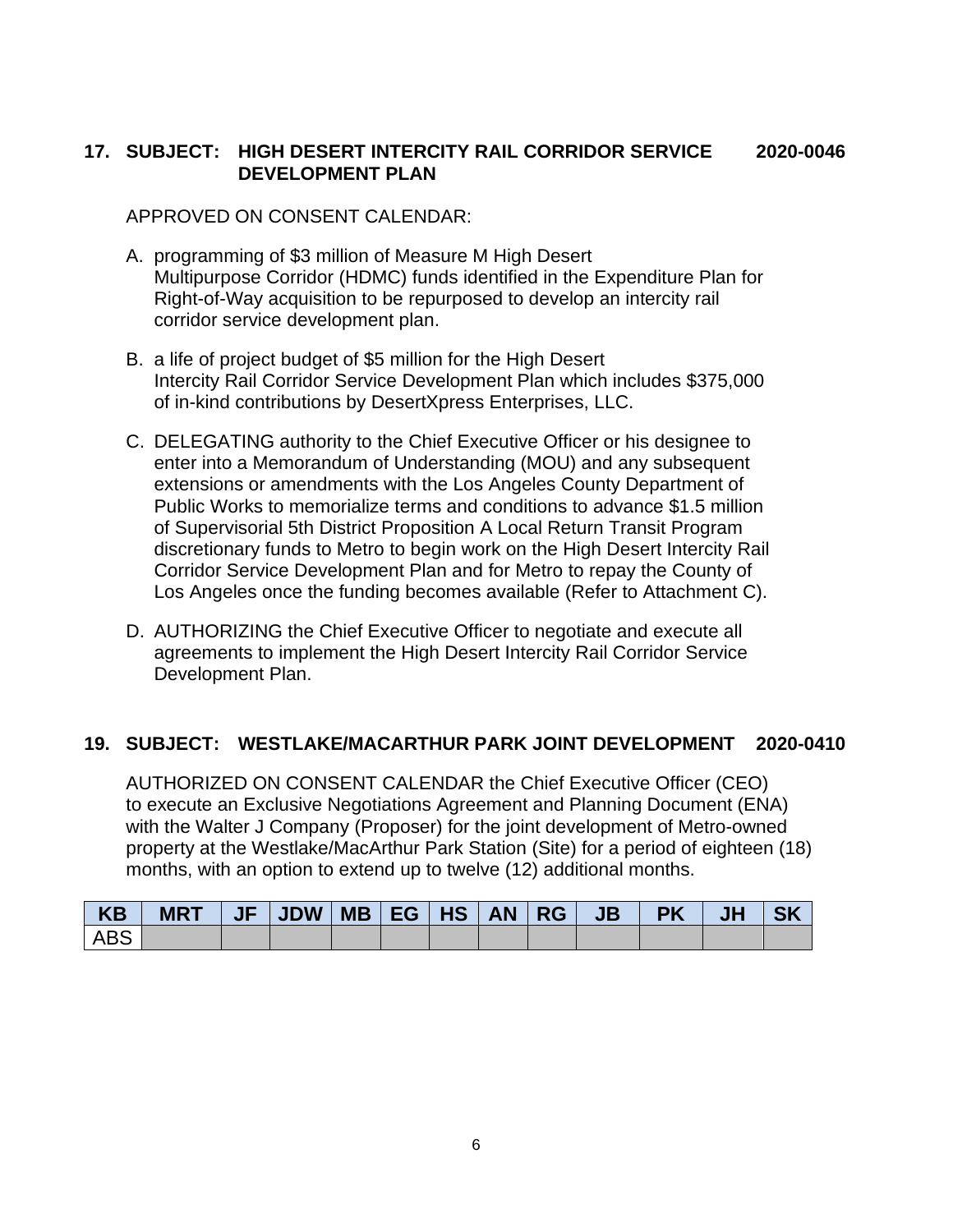**17. SUBJECT: HIGH DESERT INTERCITY RAIL CORRIDOR SERVICE DEVELOPMENT PLAN 2020-0046**

APPROVED ON CONSENT CALENDAR:

A. programming of $3 million of Measure M High Desert Multipurpose Corridor (HDMC) funds identified in the Expenditure Plan for Right-of-Way acquisition to be repurposed to develop an intercity rail corridor service development plan.

B. a life of project budget of $5 million for the High Desert Intercity Rail Corridor Service Development Plan which includes $375,000 of in-kind contributions by DesertXpress Enterprises, LLC.

C. DELEGATING authority to the Chief Executive Officer or his designee to enter into a Memorandum of Understanding (MOU) and any subsequent extensions or amendments with the Los Angeles County Department of Public Works to memorialize terms and conditions to advance $1.5 million of Supervisorial 5th District Proposition A Local Return Transit Program discretionary funds to Metro to begin work on the High Desert Intercity Rail Corridor Service Development Plan and for Metro to repay the County of Los Angeles once the funding becomes available (Refer to Attachment C).

D. AUTHORIZING the Chief Executive Officer to negotiate and execute all agreements to implement the High Desert Intercity Rail Corridor Service Development Plan.

**19. SUBJECT: WESTLAKE/MACARTHUR PARK JOINT DEVELOPMENT 2020-0410**

AUTHORIZED ON CONSENT CALENDAR the Chief Executive Officer (CEO) to execute an Exclusive Negotiations Agreement and Planning Document (ENA) with the Walter J Company (Proposer) for the joint development of Metro-owned property at the Westlake/MacArthur Park Station (Site) for a period of eighteen (18) months, with an option to extend up to twelve (12) additional months.

| KB | MRT | JF | JDW | MB | EG | HS | AN | RG | JB | PK | JH | SK |
|---|---|---|---|---|---|---|---|---|---|---|---|---|
| ABS | | | | | | | | | | | | |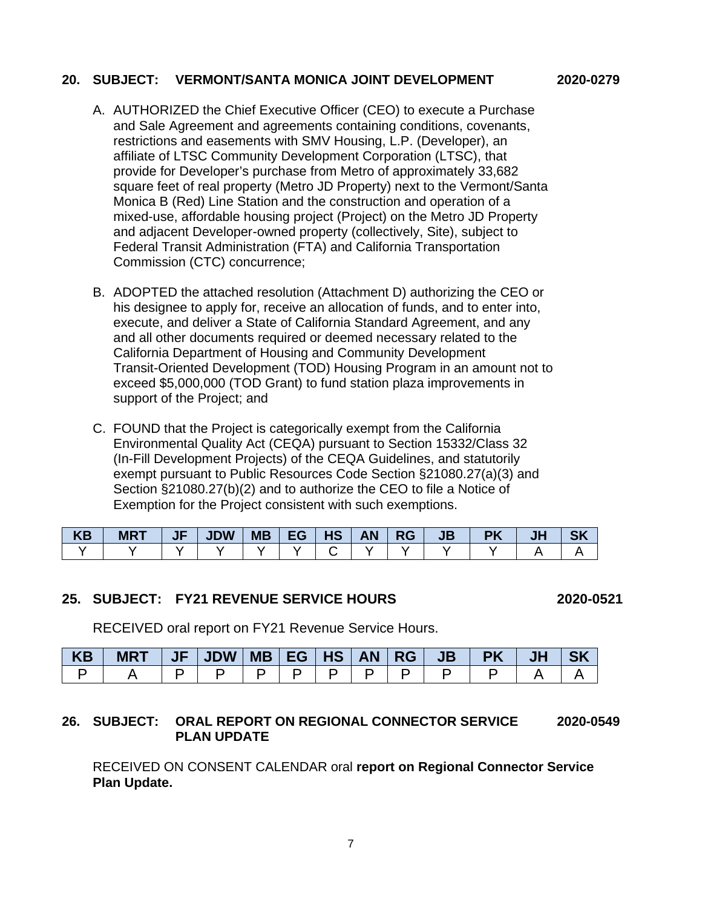**20. SUBJECT: VERMONT/SANTA MONICA JOINT DEVELOPMENT 2020-0279**

A. AUTHORIZED the Chief Executive Officer (CEO) to execute a Purchase and Sale Agreement and agreements containing conditions, covenants, restrictions and easements with SMV Housing, L.P. (Developer), an affiliate of LTSC Community Development Corporation (LTSC), that provide for Developer's purchase from Metro of approximately 33,682 square feet of real property (Metro JD Property) next to the Vermont/Santa Monica B (Red) Line Station and the construction and operation of a mixed-use, affordable housing project (Project) on the Metro JD Property and adjacent Developer-owned property (collectively, Site), subject to Federal Transit Administration (FTA) and California Transportation Commission (CTC) concurrence;

B. ADOPTED the attached resolution (Attachment D) authorizing the CEO or his designee to apply for, receive an allocation of funds, and to enter into, execute, and deliver a State of California Standard Agreement, and any and all other documents required or deemed necessary related to the California Department of Housing and Community Development Transit-Oriented Development (TOD) Housing Program in an amount not to exceed $5,000,000 (TOD Grant) to fund station plaza improvements in support of the Project; and

C. FOUND that the Project is categorically exempt from the California Environmental Quality Act (CEQA) pursuant to Section 15332/Class 32 (In-Fill Development Projects) of the CEQA Guidelines, and statutorily exempt pursuant to Public Resources Code Section §21080.27(a)(3) and Section §21080.27(b)(2) and to authorize the CEO to file a Notice of Exemption for the Project consistent with such exemptions.

| KB | MRT | JF | JDW | MB | EG | HS | AN | RG | JB | PK | JH | SK |
|---|---|---|---|---|---|---|---|---|---|---|---|---|
| Y | Y | Y | Y | Y | Y | C | Y | Y | Y | Y | A | A |

**25. SUBJECT: FY21 REVENUE SERVICE HOURS 2020-0521**

RECEIVED oral report on FY21 Revenue Service Hours.

| KB | MRT | JF | JDW | MB | EG | HS | AN | RG | JB | PK | JH | SK |
|---|---|---|---|---|---|---|---|---|---|---|---|---|
| P | A | P | P | P | P | P | P | P | P | P | A | A |

**26. SUBJECT: ORAL REPORT ON REGIONAL CONNECTOR SERVICE PLAN UPDATE 2020-0549**

RECEIVED ON CONSENT CALENDAR oral **report on Regional Connector Service Plan Update.**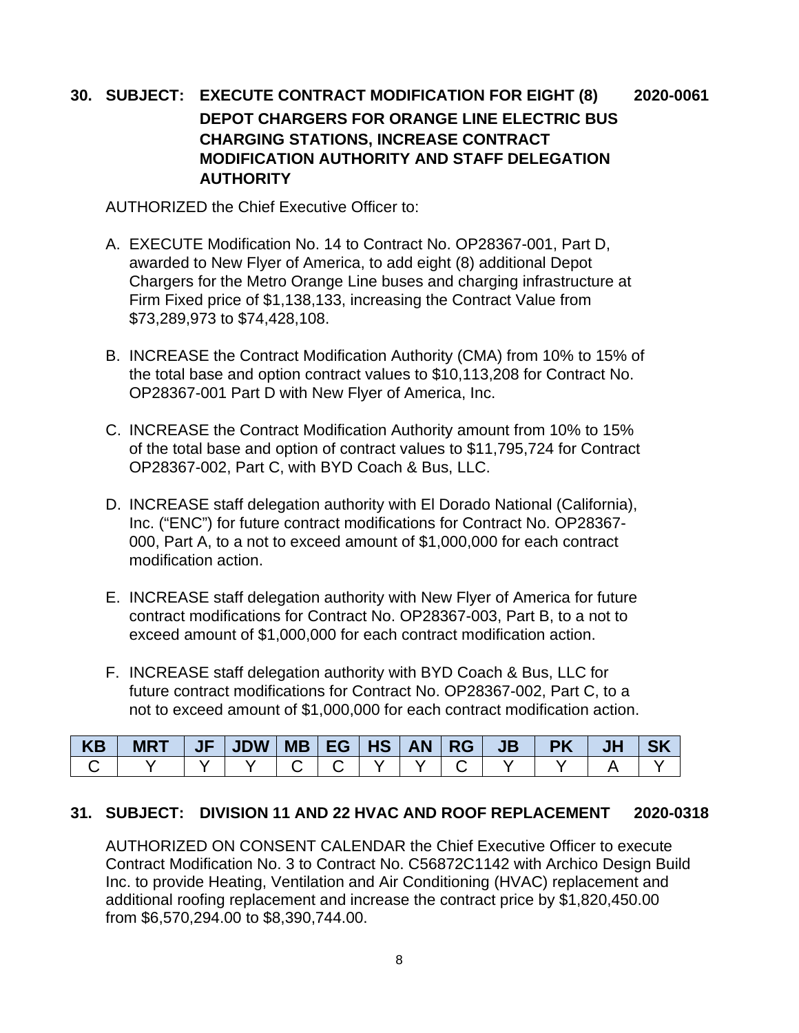## 30. SUBJECT: EXECUTE CONTRACT MODIFICATION FOR EIGHT (8) DEPOT CHARGERS FOR ORANGE LINE ELECTRIC BUS CHARGING STATIONS, INCREASE CONTRACT MODIFICATION AUTHORITY AND STAFF DELEGATION AUTHORITY — 2020-0061

AUTHORIZED the Chief Executive Officer to:

A. EXECUTE Modification No. 14 to Contract No. OP28367-001, Part D, awarded to New Flyer of America, to add eight (8) additional Depot Chargers for the Metro Orange Line buses and charging infrastructure at Firm Fixed price of $1,138,133, increasing the Contract Value from $73,289,973 to $74,428,108.

B. INCREASE the Contract Modification Authority (CMA) from 10% to 15% of the total base and option contract values to $10,113,208 for Contract No. OP28367-001 Part D with New Flyer of America, Inc.

C. INCREASE the Contract Modification Authority amount from 10% to 15% of the total base and option of contract values to $11,795,724 for Contract OP28367-002, Part C, with BYD Coach & Bus, LLC.

D. INCREASE staff delegation authority with El Dorado National (California), Inc. ("ENC") for future contract modifications for Contract No. OP28367-000, Part A, to a not to exceed amount of $1,000,000 for each contract modification action.

E. INCREASE staff delegation authority with New Flyer of America for future contract modifications for Contract No. OP28367-003, Part B, to a not to exceed amount of $1,000,000 for each contract modification action.

F. INCREASE staff delegation authority with BYD Coach & Bus, LLC for future contract modifications for Contract No. OP28367-002, Part C, to a not to exceed amount of $1,000,000 for each contract modification action.

| KB | MRT | JF | JDW | MB | EG | HS | AN | RG | JB | PK | JH | SK |
|---|---|---|---|---|---|---|---|---|---|---|---|---|
| C | Y | Y | Y | C | C | Y | Y | C | Y | Y | A | Y |

## 31. SUBJECT: DIVISION 11 AND 22 HVAC AND ROOF REPLACEMENT — 2020-0318

AUTHORIZED ON CONSENT CALENDAR the Chief Executive Officer to execute Contract Modification No. 3 to Contract No. C56872C1142 with Archico Design Build Inc. to provide Heating, Ventilation and Air Conditioning (HVAC) replacement and additional roofing replacement and increase the contract price by $1,820,450.00 from $6,570,294.00 to $8,390,744.00.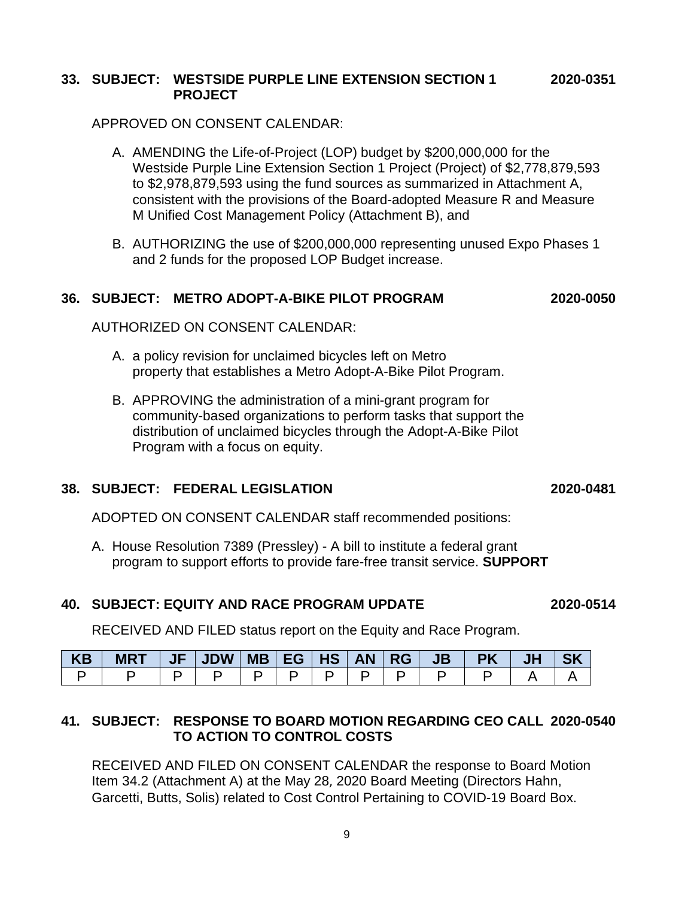**33. SUBJECT: WESTSIDE PURPLE LINE EXTENSION SECTION 1 PROJECT** **2020-0351**

APPROVED ON CONSENT CALENDAR:

A. AMENDING the Life-of-Project (LOP) budget by $200,000,000 for the Westside Purple Line Extension Section 1 Project (Project) of $2,778,879,593 to $2,978,879,593 using the fund sources as summarized in Attachment A, consistent with the provisions of the Board-adopted Measure R and Measure M Unified Cost Management Policy (Attachment B), and

B. AUTHORIZING the use of $200,000,000 representing unused Expo Phases 1 and 2 funds for the proposed LOP Budget increase.

**36. SUBJECT: METRO ADOPT-A-BIKE PILOT PROGRAM** **2020-0050**

AUTHORIZED ON CONSENT CALENDAR:

A. a policy revision for unclaimed bicycles left on Metro property that establishes a Metro Adopt-A-Bike Pilot Program.

B. APPROVING the administration of a mini-grant program for community-based organizations to perform tasks that support the distribution of unclaimed bicycles through the Adopt-A-Bike Pilot Program with a focus on equity.

**38. SUBJECT: FEDERAL LEGISLATION** **2020-0481**

ADOPTED ON CONSENT CALENDAR staff recommended positions:

A. House Resolution 7389 (Pressley) - A bill to institute a federal grant program to support efforts to provide fare-free transit service. **SUPPORT**

**40. SUBJECT: EQUITY AND RACE PROGRAM UPDATE** **2020-0514**

RECEIVED AND FILED status report on the Equity and Race Program.

| KB | MRT | JF | JDW | MB | EG | HS | AN | RG | JB | PK | JH | SK |
|---|---|---|---|---|---|---|---|---|---|---|---|---|
| P | P | P | P | P | P | P | P | P | P | P | A | A |

**41. SUBJECT: RESPONSE TO BOARD MOTION REGARDING CEO CALL TO ACTION TO CONTROL COSTS** **2020-0540**

RECEIVED AND FILED ON CONSENT CALENDAR the response to Board Motion Item 34.2 (Attachment A) at the May 28, 2020 Board Meeting (Directors Hahn, Garcetti, Butts, Solis) related to Cost Control Pertaining to COVID-19 Board Box.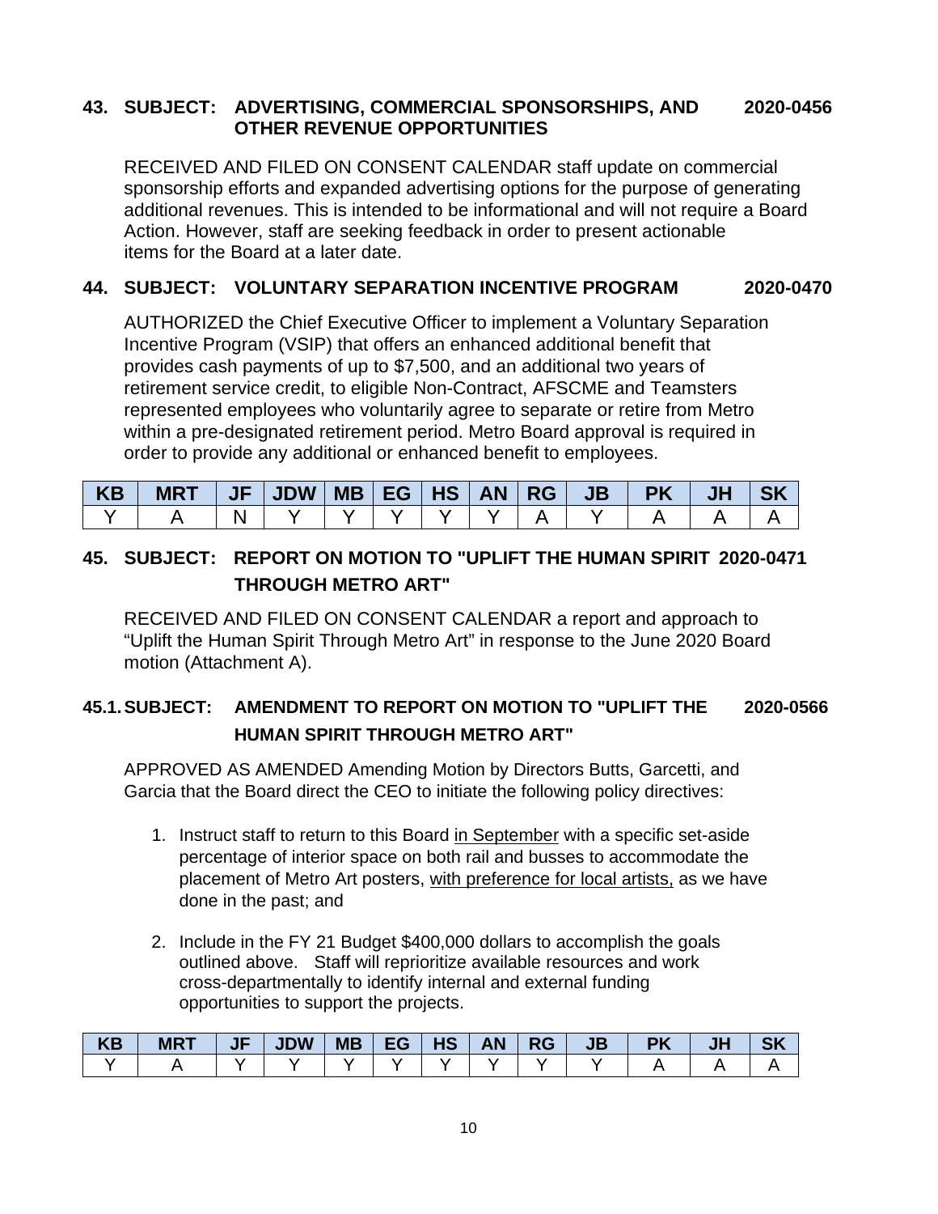**43. SUBJECT: ADVERTISING, COMMERCIAL SPONSORSHIPS, AND OTHER REVENUE OPPORTUNITIES** **2020-0456**

RECEIVED AND FILED ON CONSENT CALENDAR staff update on commercial sponsorship efforts and expanded advertising options for the purpose of generating additional revenues. This is intended to be informational and will not require a Board Action. However, staff are seeking feedback in order to present actionable items for the Board at a later date.

**44. SUBJECT: VOLUNTARY SEPARATION INCENTIVE PROGRAM** **2020-0470**

AUTHORIZED the Chief Executive Officer to implement a Voluntary Separation Incentive Program (VSIP) that offers an enhanced additional benefit that provides cash payments of up to $7,500, and an additional two years of retirement service credit, to eligible Non-Contract, AFSCME and Teamsters represented employees who voluntarily agree to separate or retire from Metro within a pre-designated retirement period. Metro Board approval is required in order to provide any additional or enhanced benefit to employees.

| KB | MRT | JF | JDW | MB | EG | HS | AN | RG | JB | PK | JH | SK |
|---|---|---|---|---|---|---|---|---|---|---|---|---|
| Y | A | N | Y | Y | Y | Y | Y | A | Y | A | A | A |

**45. SUBJECT: REPORT ON MOTION TO "UPLIFT THE HUMAN SPIRIT THROUGH METRO ART"** **2020-0471**

RECEIVED AND FILED ON CONSENT CALENDAR a report and approach to "Uplift the Human Spirit Through Metro Art" in response to the June 2020 Board motion (Attachment A).

**45.1. SUBJECT: AMENDMENT TO REPORT ON MOTION TO "UPLIFT THE HUMAN SPIRIT THROUGH METRO ART"** **2020-0566**

APPROVED AS AMENDED Amending Motion by Directors Butts, Garcetti, and Garcia that the Board direct the CEO to initiate the following policy directives:

1. Instruct staff to return to this Board in September with a specific set-aside percentage of interior space on both rail and busses to accommodate the placement of Metro Art posters, with preference for local artists, as we have done in the past; and

2. Include in the FY 21 Budget $400,000 dollars to accomplish the goals outlined above. Staff will reprioritize available resources and work cross-departmentally to identify internal and external funding opportunities to support the projects.

| KB | MRT | JF | JDW | MB | EG | HS | AN | RG | JB | PK | JH | SK |
|---|---|---|---|---|---|---|---|---|---|---|---|---|
| Y | A | Y | Y | Y | Y | Y | Y | Y | Y | A | A | A |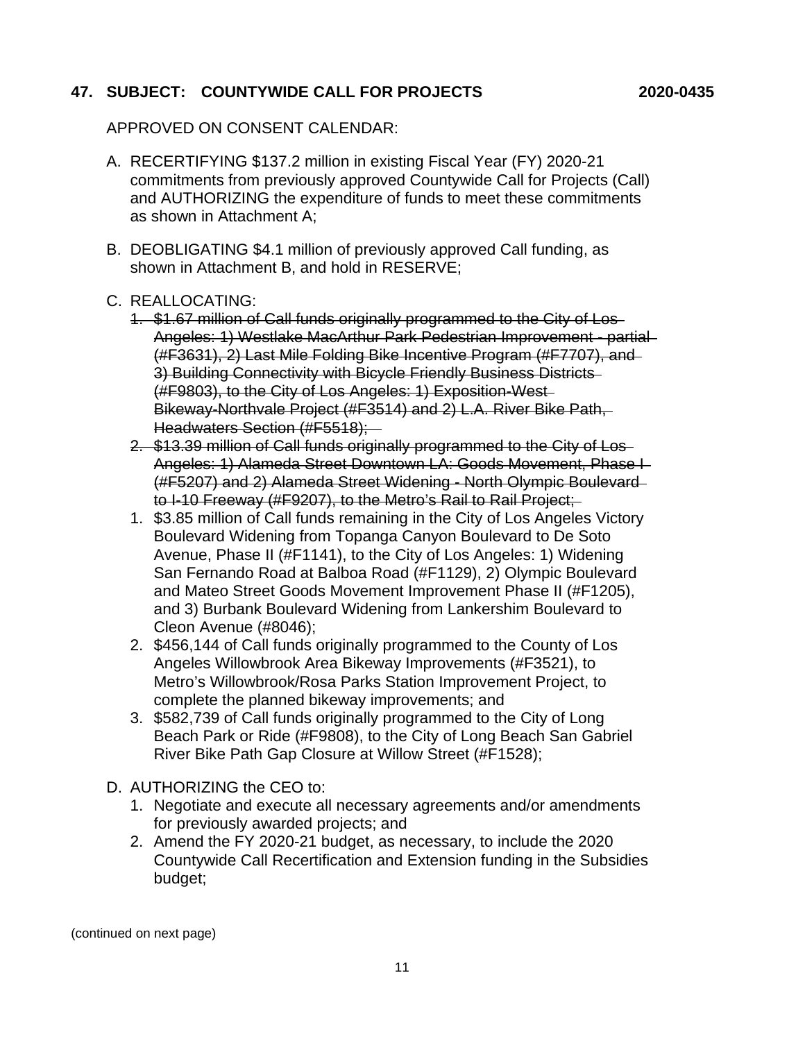**47. SUBJECT: COUNTYWIDE CALL FOR PROJECTS 2020-0435**

APPROVED ON CONSENT CALENDAR:

A. RECERTIFYING $137.2 million in existing Fiscal Year (FY) 2020-21 commitments from previously approved Countywide Call for Projects (Call) and AUTHORIZING the expenditure of funds to meet these commitments as shown in Attachment A;

B. DEOBLIGATING $4.1 million of previously approved Call funding, as shown in Attachment B, and hold in RESERVE;

C. REALLOCATING:

   1. ~~$1.67 million of Call funds originally programmed to the City of Los Angeles: 1) Westlake MacArthur Park Pedestrian Improvement - partial (#F3631), 2) Last Mile Folding Bike Incentive Program (#F7707), and 3) Building Connectivity with Bicycle Friendly Business Districts (#F9803), to the City of Los Angeles: 1) Exposition-West Bikeway-Northvale Project (#F3514) and 2) L.A. River Bike Path, Headwaters Section (#F5518);~~
   2. ~~$13.39 million of Call funds originally programmed to the City of Los Angeles: 1) Alameda Street Downtown LA: Goods Movement, Phase I (#F5207) and 2) Alameda Street Widening - North Olympic Boulevard to I-10 Freeway (#F9207), to the Metro's Rail to Rail Project;~~
   1. $3.85 million of Call funds remaining in the City of Los Angeles Victory Boulevard Widening from Topanga Canyon Boulevard to De Soto Avenue, Phase II (#F1141), to the City of Los Angeles: 1) Widening San Fernando Road at Balboa Road (#F1129), 2) Olympic Boulevard and Mateo Street Goods Movement Improvement Phase II (#F1205), and 3) Burbank Boulevard Widening from Lankershim Boulevard to Cleon Avenue (#8046);
   2. $456,144 of Call funds originally programmed to the County of Los Angeles Willowbrook Area Bikeway Improvements (#F3521), to Metro's Willowbrook/Rosa Parks Station Improvement Project, to complete the planned bikeway improvements; and
   3. $582,739 of Call funds originally programmed to the City of Long Beach Park or Ride (#F9808), to the City of Long Beach San Gabriel River Bike Path Gap Closure at Willow Street (#F1528);

D. AUTHORIZING the CEO to:

   1. Negotiate and execute all necessary agreements and/or amendments for previously awarded projects; and
   2. Amend the FY 2020-21 budget, as necessary, to include the 2020 Countywide Call Recertification and Extension funding in the Subsidies budget;

(continued on next page)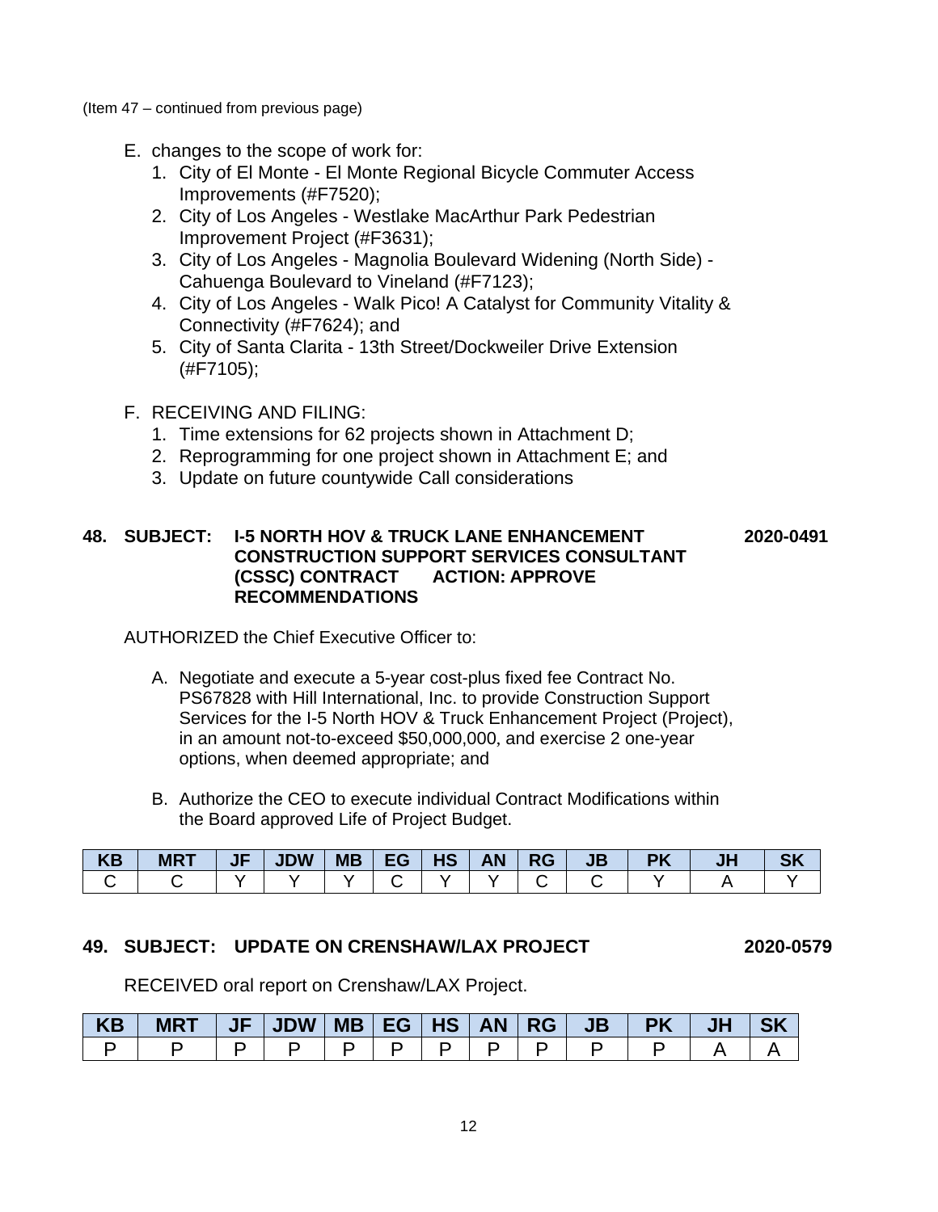(Item 47 – continued from previous page)

E. changes to the scope of work for:
   1. City of El Monte - El Monte Regional Bicycle Commuter Access Improvements (#F7520);
   2. City of Los Angeles - Westlake MacArthur Park Pedestrian Improvement Project (#F3631);
   3. City of Los Angeles - Magnolia Boulevard Widening (North Side) - Cahuenga Boulevard to Vineland (#F7123);
   4. City of Los Angeles - Walk Pico! A Catalyst for Community Vitality & Connectivity (#F7624); and
   5. City of Santa Clarita - 13th Street/Dockweiler Drive Extension (#F7105);

F. RECEIVING AND FILING:
   1. Time extensions for 62 projects shown in Attachment D;
   2. Reprogramming for one project shown in Attachment E; and
   3. Update on future countywide Call considerations

**48. SUBJECT: I-5 NORTH HOV & TRUCK LANE ENHANCEMENT CONSTRUCTION SUPPORT SERVICES CONSULTANT (CSSC) CONTRACT ACTION: APPROVE RECOMMENDATIONS** **2020-0491**

AUTHORIZED the Chief Executive Officer to:

A. Negotiate and execute a 5-year cost-plus fixed fee Contract No. PS67828 with Hill International, Inc. to provide Construction Support Services for the I-5 North HOV & Truck Enhancement Project (Project), in an amount not-to-exceed $50,000,000, and exercise 2 one-year options, when deemed appropriate; and

B. Authorize the CEO to execute individual Contract Modifications within the Board approved Life of Project Budget.

| KB | MRT | JF | JDW | MB | EG | HS | AN | RG | JB | PK | JH | SK |
|---|---|---|---|---|---|---|---|---|---|---|---|---|
| C | C | Y | Y | Y | C | Y | Y | C | C | Y | A | Y |

**49. SUBJECT: UPDATE ON CRENSHAW/LAX PROJECT** **2020-0579**

RECEIVED oral report on Crenshaw/LAX Project.

| KB | MRT | JF | JDW | MB | EG | HS | AN | RG | JB | PK | JH | SK |
|---|---|---|---|---|---|---|---|---|---|---|---|---|
| P | P | P | P | P | P | P | P | P | P | P | A | A |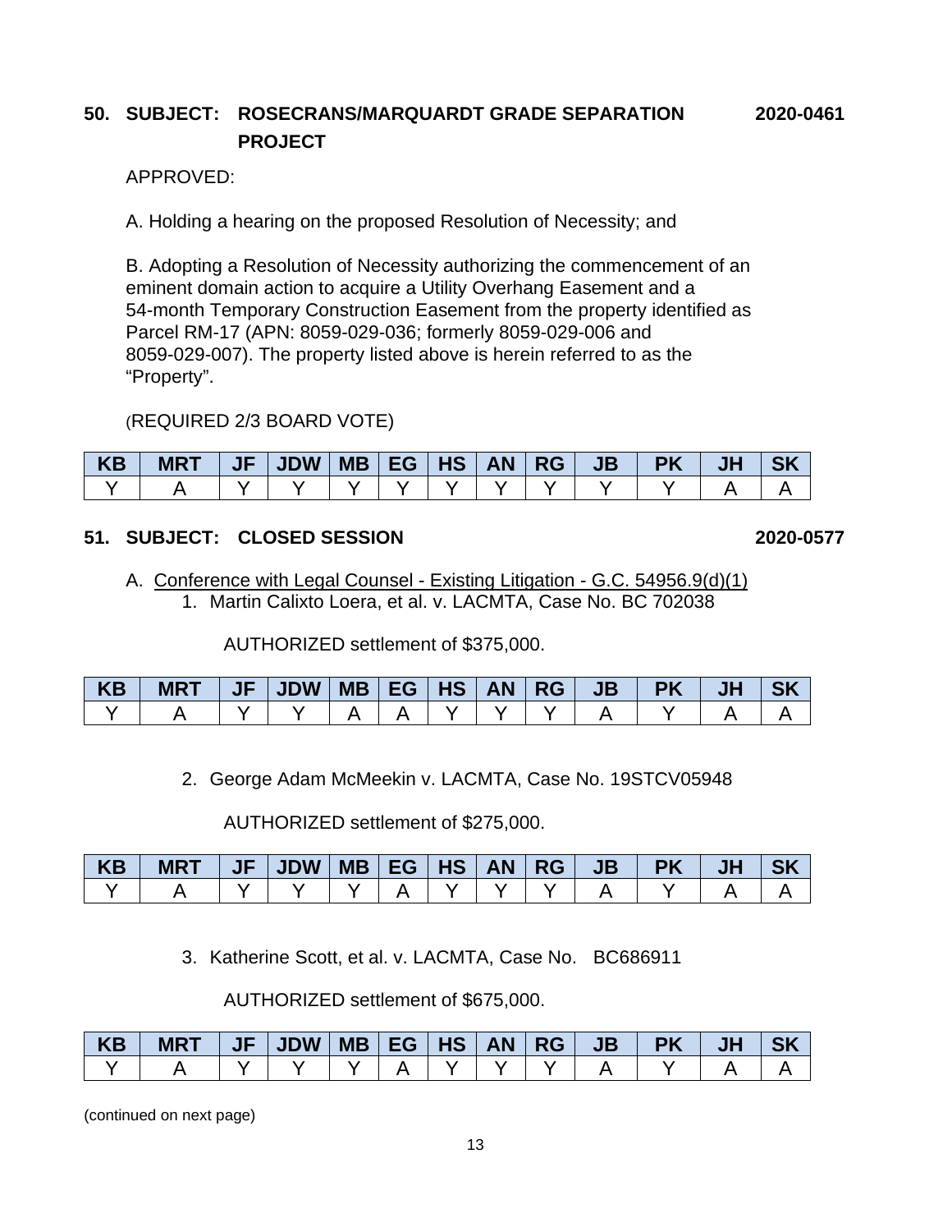**50. SUBJECT: ROSECRANS/MARQUARDT GRADE SEPARATION PROJECT** **2020-0461**

APPROVED:

A. Holding a hearing on the proposed Resolution of Necessity; and

B. Adopting a Resolution of Necessity authorizing the commencement of an eminent domain action to acquire a Utility Overhang Easement and a 54-month Temporary Construction Easement from the property identified as Parcel RM-17 (APN: 8059-029-036; formerly 8059-029-006 and 8059-029-007). The property listed above is herein referred to as the "Property".

(REQUIRED 2/3 BOARD VOTE)

| KB | MRT | JF | JDW | MB | EG | HS | AN | RG | JB | PK | JH | SK |
|---|---|---|---|---|---|---|---|---|---|---|---|---|
| Y | A | Y | Y | Y | Y | Y | Y | Y | Y | Y | A | A |

**51. SUBJECT: CLOSED SESSION** **2020-0577**

A. Conference with Legal Counsel - Existing Litigation - G.C. 54956.9(d)(1)

1. Martin Calixto Loera, et al. v. LACMTA, Case No. BC 702038

AUTHORIZED settlement of $375,000.

| KB | MRT | JF | JDW | MB | EG | HS | AN | RG | JB | PK | JH | SK |
|---|---|---|---|---|---|---|---|---|---|---|---|---|
| Y | A | Y | Y | A | A | Y | Y | Y | A | Y | A | A |

2. George Adam McMeekin v. LACMTA, Case No. 19STCV05948

AUTHORIZED settlement of $275,000.

| KB | MRT | JF | JDW | MB | EG | HS | AN | RG | JB | PK | JH | SK |
|---|---|---|---|---|---|---|---|---|---|---|---|---|
| Y | A | Y | Y | Y | A | Y | Y | Y | A | Y | A | A |

3. Katherine Scott, et al. v. LACMTA, Case No. BC686911

AUTHORIZED settlement of $675,000.

| KB | MRT | JF | JDW | MB | EG | HS | AN | RG | JB | PK | JH | SK |
|---|---|---|---|---|---|---|---|---|---|---|---|---|
| Y | A | Y | Y | Y | A | Y | Y | Y | A | Y | A | A |

(continued on next page)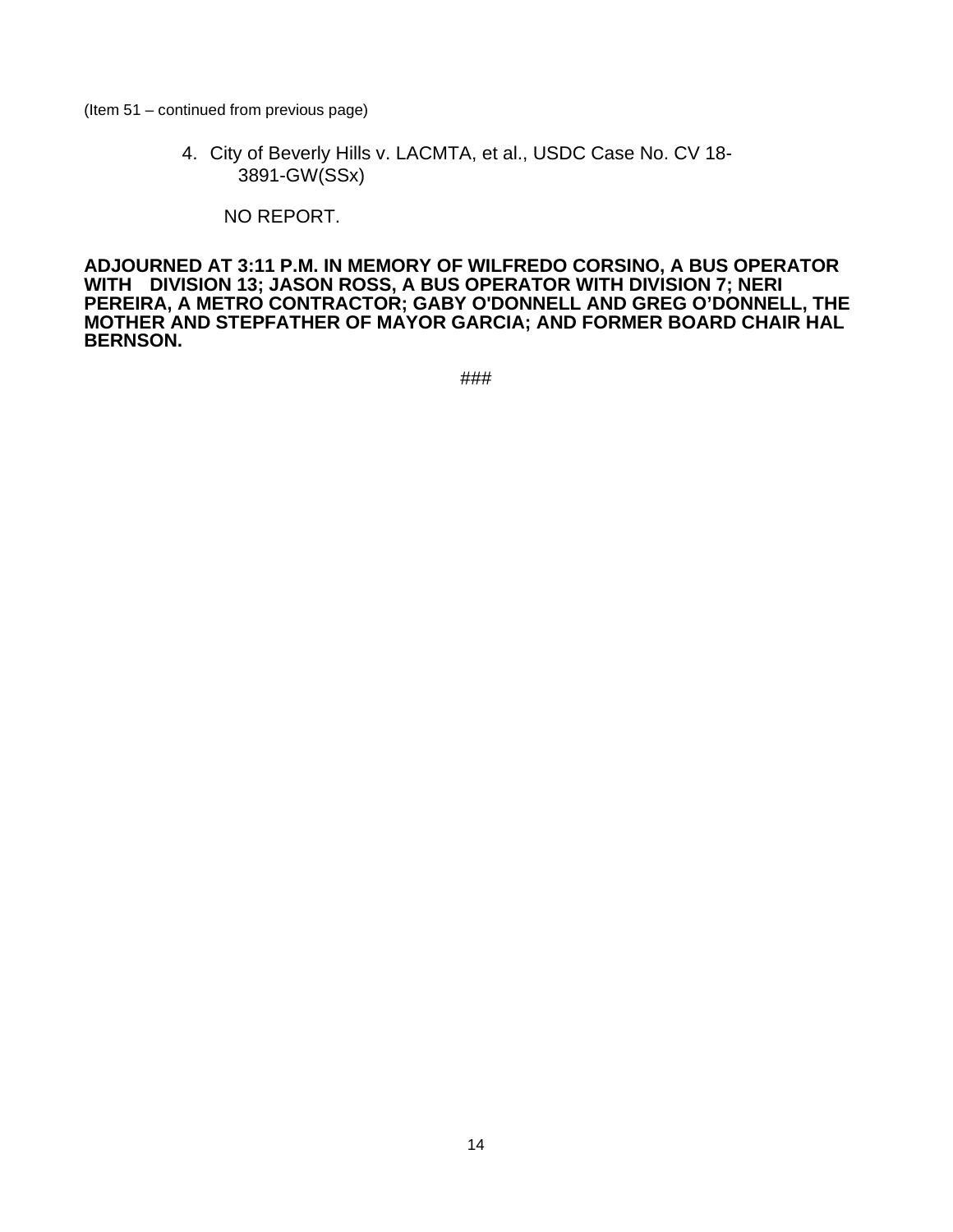(Item 51 – continued from previous page)

4. City of Beverly Hills v. LACMTA, et al., USDC Case No. CV 18-3891-GW(SSx)

   NO REPORT.

**ADJOURNED AT 3:11 P.M. IN MEMORY OF WILFREDO CORSINO, A BUS OPERATOR WITH DIVISION 13; JASON ROSS, A BUS OPERATOR WITH DIVISION 7; NERI PEREIRA, A METRO CONTRACTOR; GABY O'DONNELL AND GREG O'DONNELL, THE MOTHER AND STEPFATHER OF MAYOR GARCIA; AND FORMER BOARD CHAIR HAL BERNSON.**

###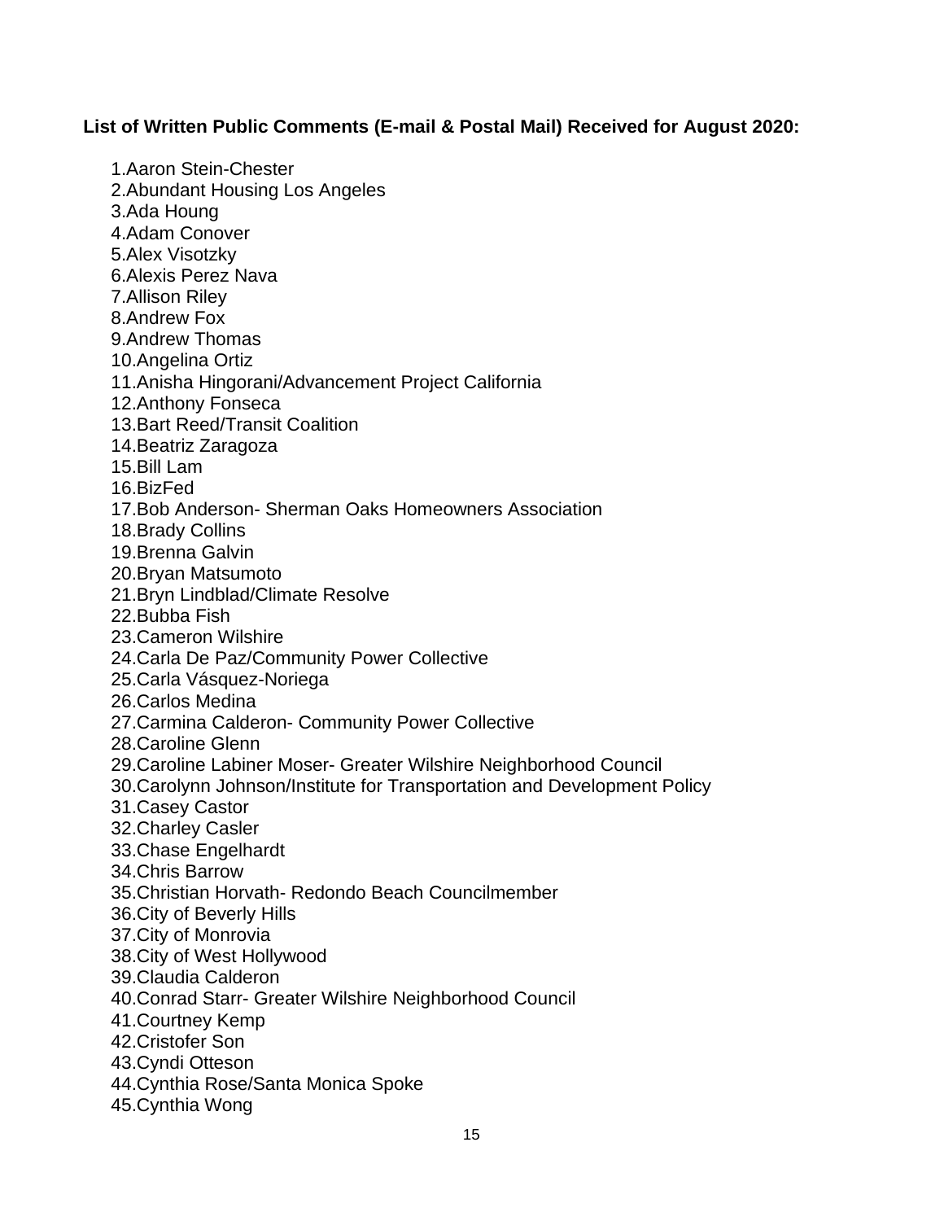**List of Written Public Comments (E-mail & Postal Mail) Received for August 2020:**

1. Aaron Stein-Chester
2. Abundant Housing Los Angeles
3. Ada Houng
4. Adam Conover
5. Alex Visotzky
6. Alexis Perez Nava
7. Allison Riley
8. Andrew Fox
9. Andrew Thomas
10. Angelina Ortiz
11. Anisha Hingorani/Advancement Project California
12. Anthony Fonseca
13. Bart Reed/Transit Coalition
14. Beatriz Zaragoza
15. Bill Lam
16. BizFed
17. Bob Anderson- Sherman Oaks Homeowners Association
18. Brady Collins
19. Brenna Galvin
20. Bryan Matsumoto
21. Bryn Lindblad/Climate Resolve
22. Bubba Fish
23. Cameron Wilshire
24. Carla De Paz/Community Power Collective
25. Carla Vásquez-Noriega
26. Carlos Medina
27. Carmina Calderon- Community Power Collective
28. Caroline Glenn
29. Caroline Labiner Moser- Greater Wilshire Neighborhood Council
30. Carolynn Johnson/Institute for Transportation and Development Policy
31. Casey Castor
32. Charley Casler
33. Chase Engelhardt
34. Chris Barrow
35. Christian Horvath- Redondo Beach Councilmember
36. City of Beverly Hills
37. City of Monrovia
38. City of West Hollywood
39. Claudia Calderon
40. Conrad Starr- Greater Wilshire Neighborhood Council
41. Courtney Kemp
42. Cristofer Son
43. Cyndi Otteson
44. Cynthia Rose/Santa Monica Spoke
45. Cynthia Wong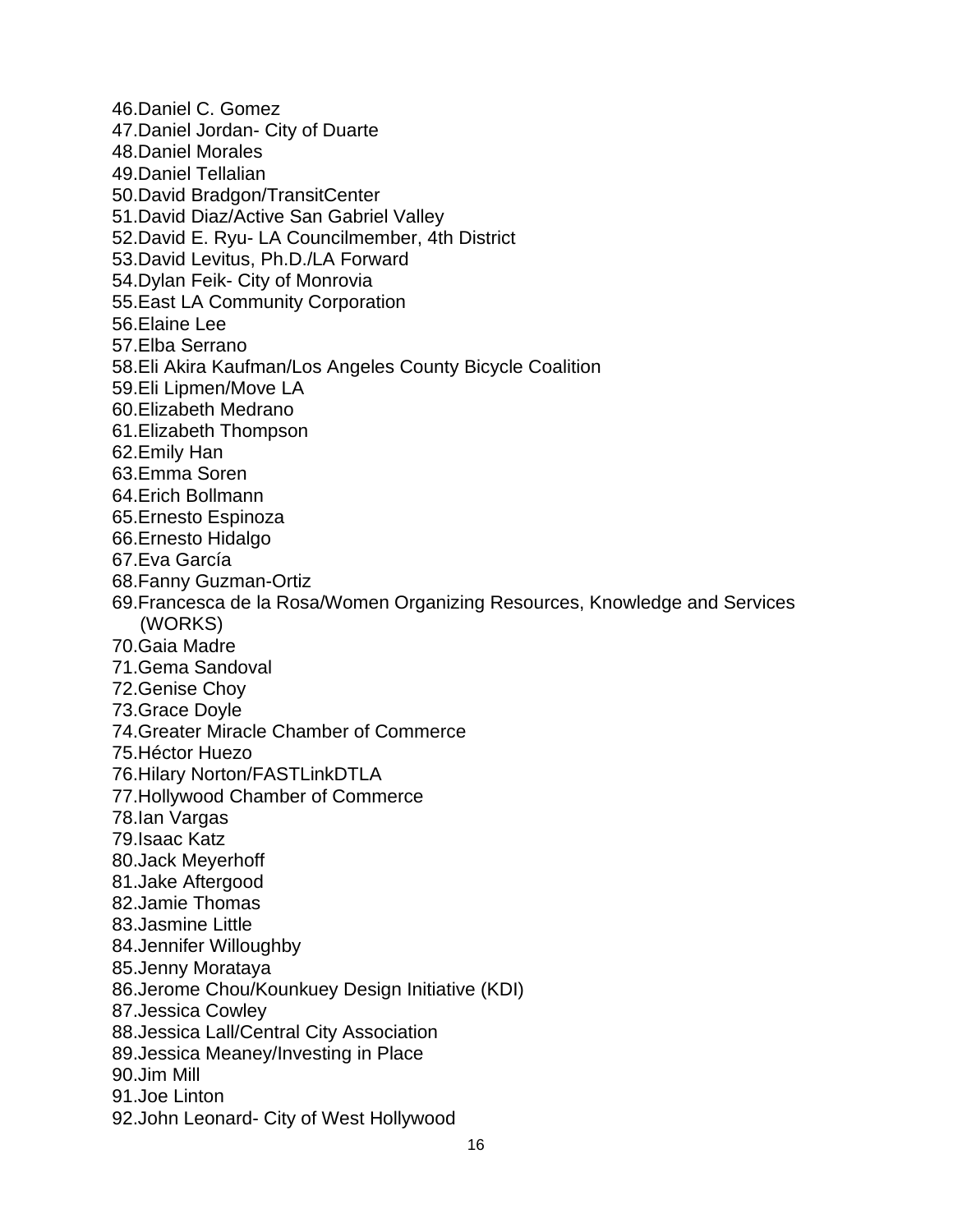46. Daniel C. Gomez
47. Daniel Jordan- City of Duarte
48. Daniel Morales
49. Daniel Tellalian
50. David Bradgon/TransitCenter
51. David Diaz/Active San Gabriel Valley
52. David E. Ryu- LA Councilmember, 4th District
53. David Levitus, Ph.D./LA Forward
54. Dylan Feik- City of Monrovia
55. East LA Community Corporation
56. Elaine Lee
57. Elba Serrano
58. Eli Akira Kaufman/Los Angeles County Bicycle Coalition
59. Eli Lipmen/Move LA
60. Elizabeth Medrano
61. Elizabeth Thompson
62. Emily Han
63. Emma Soren
64. Erich Bollmann
65. Ernesto Espinoza
66. Ernesto Hidalgo
67. Eva García
68. Fanny Guzman-Ortiz
69. Francesca de la Rosa/Women Organizing Resources, Knowledge and Services (WORKS)
70. Gaia Madre
71. Gema Sandoval
72. Genise Choy
73. Grace Doyle
74. Greater Miracle Chamber of Commerce
75. Héctor Huezo
76. Hilary Norton/FASTLinkDTLA
77. Hollywood Chamber of Commerce
78. Ian Vargas
79. Isaac Katz
80. Jack Meyerhoff
81. Jake Aftergood
82. Jamie Thomas
83. Jasmine Little
84. Jennifer Willoughby
85. Jenny Morataya
86. Jerome Chou/Kounkuey Design Initiative (KDI)
87. Jessica Cowley
88. Jessica Lall/Central City Association
89. Jessica Meaney/Investing in Place
90. Jim Mill
91. Joe Linton
92. John Leonard- City of West Hollywood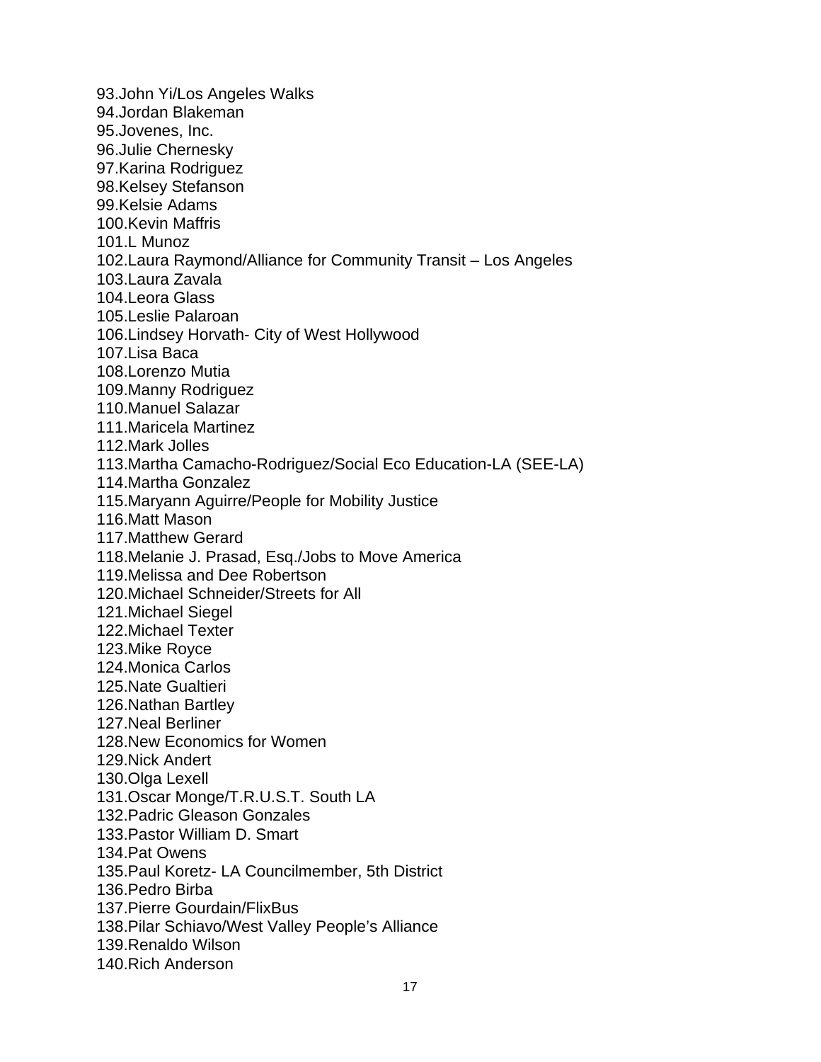93. John Yi/Los Angeles Walks
94. Jordan Blakeman
95. Jovenes, Inc.
96. Julie Chernesky
97. Karina Rodriguez
98. Kelsey Stefanson
99. Kelsie Adams
100. Kevin Maffris
101. L Munoz
102. Laura Raymond/Alliance for Community Transit – Los Angeles
103. Laura Zavala
104. Leora Glass
105. Leslie Palaroan
106. Lindsey Horvath- City of West Hollywood
107. Lisa Baca
108. Lorenzo Mutia
109. Manny Rodriguez
110. Manuel Salazar
111. Maricela Martinez
112. Mark Jolles
113. Martha Camacho-Rodriguez/Social Eco Education-LA (SEE-LA)
114. Martha Gonzalez
115. Maryann Aguirre/People for Mobility Justice
116. Matt Mason
117. Matthew Gerard
118. Melanie J. Prasad, Esq./Jobs to Move America
119. Melissa and Dee Robertson
120. Michael Schneider/Streets for All
121. Michael Siegel
122. Michael Texter
123. Mike Royce
124. Monica Carlos
125. Nate Gualtieri
126. Nathan Bartley
127. Neal Berliner
128. New Economics for Women
129. Nick Andert
130. Olga Lexell
131. Oscar Monge/T.R.U.S.T. South LA
132. Padric Gleason Gonzales
133. Pastor William D. Smart
134. Pat Owens
135. Paul Koretz- LA Councilmember, 5th District
136. Pedro Birba
137. Pierre Gourdain/FlixBus
138. Pilar Schiavo/West Valley People's Alliance
139. Renaldo Wilson
140. Rich Anderson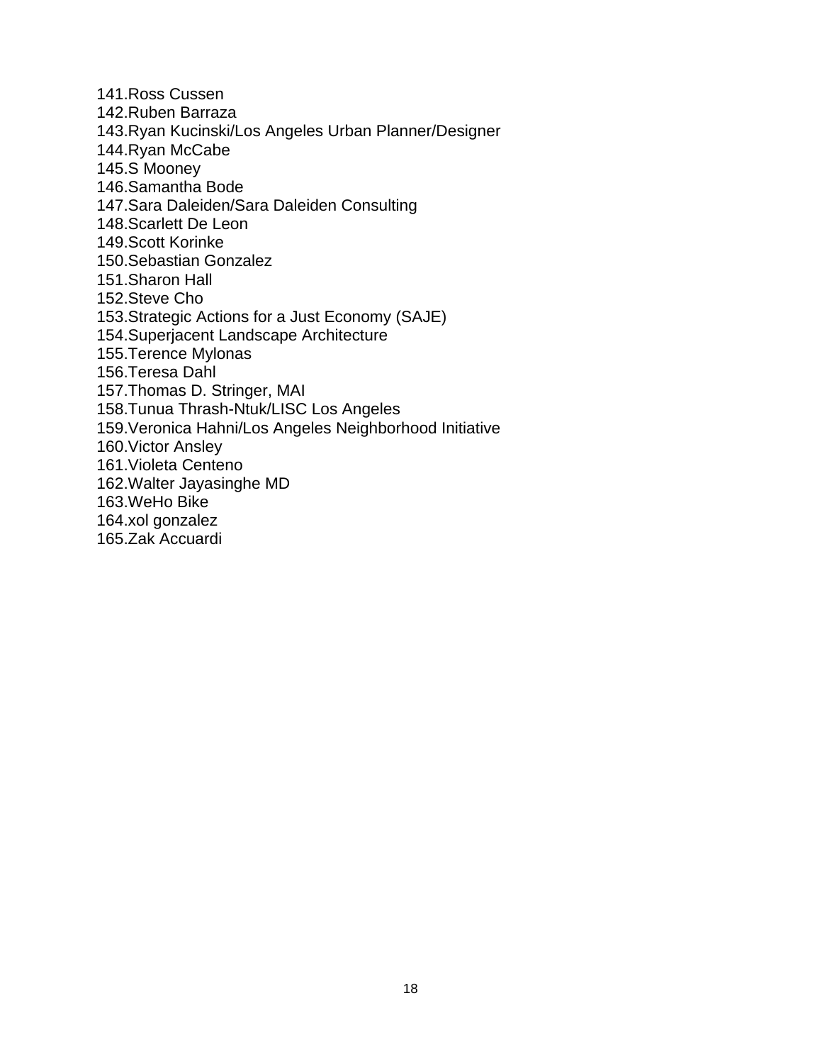141. Ross Cussen
142. Ruben Barraza
143. Ryan Kucinski/Los Angeles Urban Planner/Designer
144. Ryan McCabe
145. S Mooney
146. Samantha Bode
147. Sara Daleiden/Sara Daleiden Consulting
148. Scarlett De Leon
149. Scott Korinke
150. Sebastian Gonzalez
151. Sharon Hall
152. Steve Cho
153. Strategic Actions for a Just Economy (SAJE)
154. Superjacent Landscape Architecture
155. Terence Mylonas
156. Teresa Dahl
157. Thomas D. Stringer, MAI
158. Tunua Thrash-Ntuk/LISC Los Angeles
159. Veronica Hahni/Los Angeles Neighborhood Initiative
160. Victor Ansley
161. Violeta Centeno
162. Walter Jayasinghe MD
163. WeHo Bike
164. xol gonzalez
165. Zak Accuardi